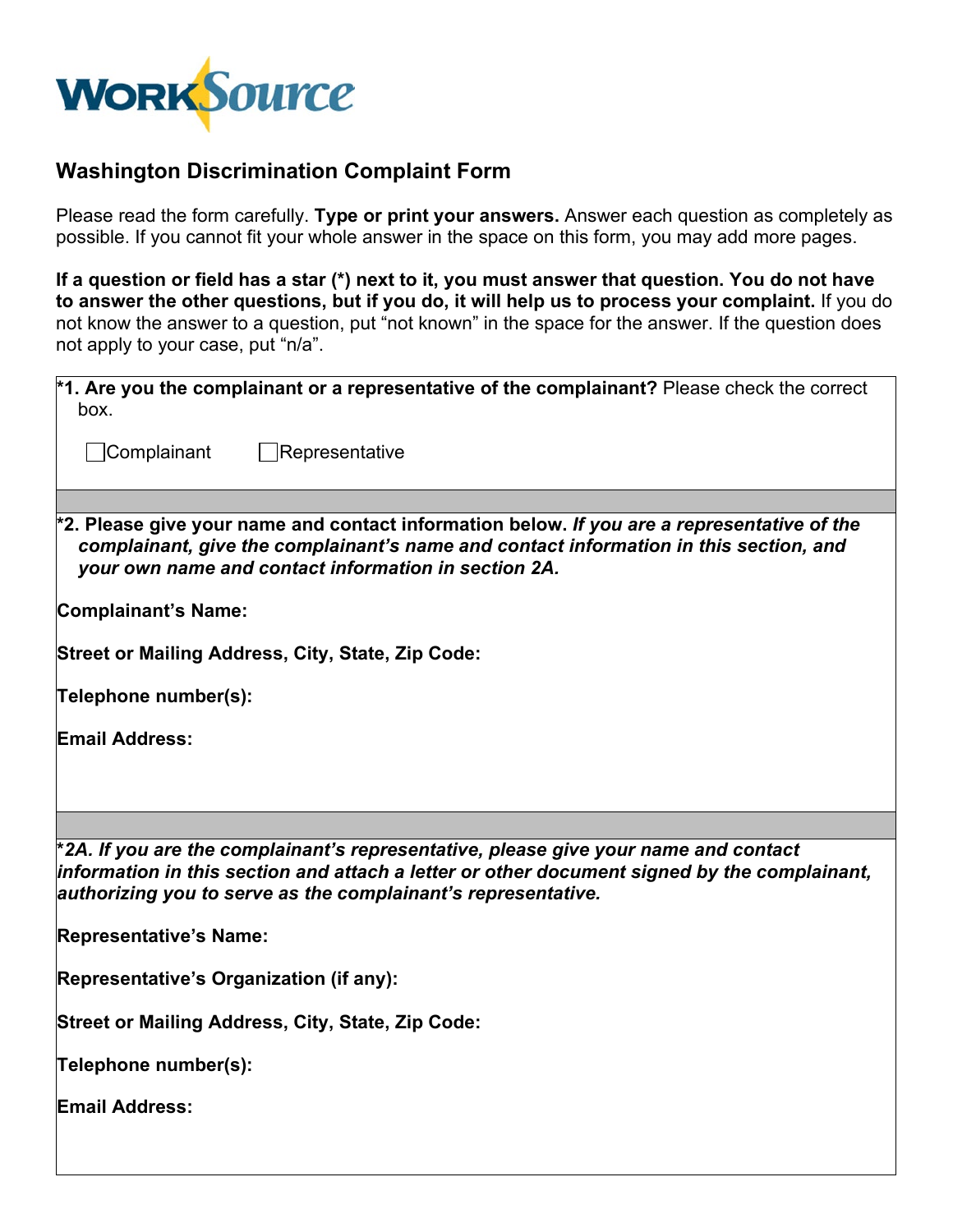WorkSource

## Washington Discrimination Complaint Form

Please read the form carefully. **Type or print your answers.** Answer each question as completely as possible. If you cannot fit your whole answer in the space on this form, you may add more pages.

**If a question or field has a star (*) next to it, you must answer that question. You do not have to answer the other questions, but if you do, it will help us to process your complaint.** If you do not know the answer to a question, put "not known" in the space for the answer. If the question does not apply to your case, put "n/a".

**\*1. Are you the complainant or a representative of the complainant?** Please check the correct box.

☐ Complainant ☐ Representative

**\*2. Please give your name and contact information below.** ***If you are a representative of the complainant, give the complainant's name and contact information in this section, and your own name and contact information in section 2A.***

**Complainant's Name:**

**Street or Mailing Address, City, State, Zip Code:**

**Telephone number(s):**

**Email Address:**

***\*2A. If you are the complainant's representative, please give your name and contact information in this section and attach a letter or other document signed by the complainant, authorizing you to serve as the complainant's representative.***

**Representative's Name:**

**Representative's Organization (if any):**

**Street or Mailing Address, City, State, Zip Code:**

**Telephone number(s):**

**Email Address:**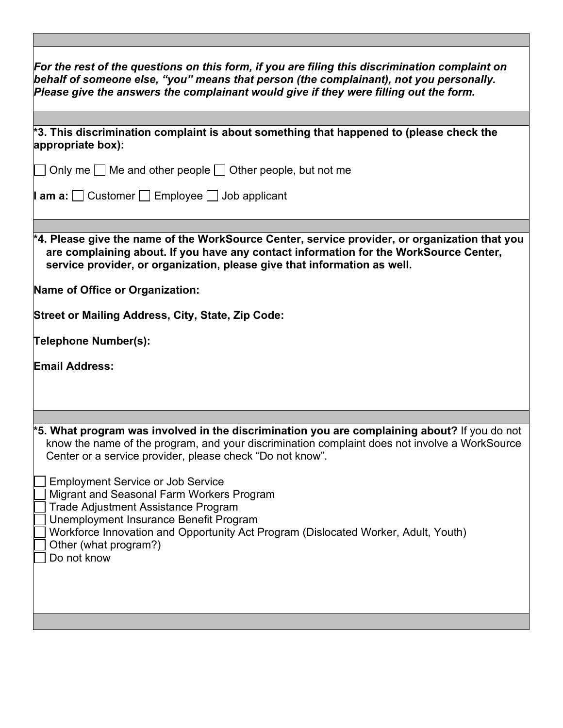*For the rest of the questions on this form, if you are filing this discrimination complaint on behalf of someone else, "you" means that person (the complainant), not you personally. Please give the answers the complainant would give if they were filling out the form.*

**\*3. This discrimination complaint is about something that happened to (please check the appropriate box):**

☐ Only me ☐ Me and other people ☐ Other people, but not me

**I am a:** ☐ Customer ☐ Employee ☐ Job applicant

**\*4. Please give the name of the WorkSource Center, service provider, or organization that you are complaining about. If you have any contact information for the WorkSource Center, service provider, or organization, please give that information as well.**

**Name of Office or Organization:**

**Street or Mailing Address, City, State, Zip Code:**

**Telephone Number(s):**

**Email Address:**

**\*5. What program was involved in the discrimination you are complaining about?** If you do not know the name of the program, and your discrimination complaint does not involve a WorkSource Center or a service provider, please check "Do not know".

☐ Employment Service or Job Service
☐ Migrant and Seasonal Farm Workers Program
☐ Trade Adjustment Assistance Program
☐ Unemployment Insurance Benefit Program
☐ Workforce Innovation and Opportunity Act Program (Dislocated Worker, Adult, Youth)
☐ Other (what program?)
☐ Do not know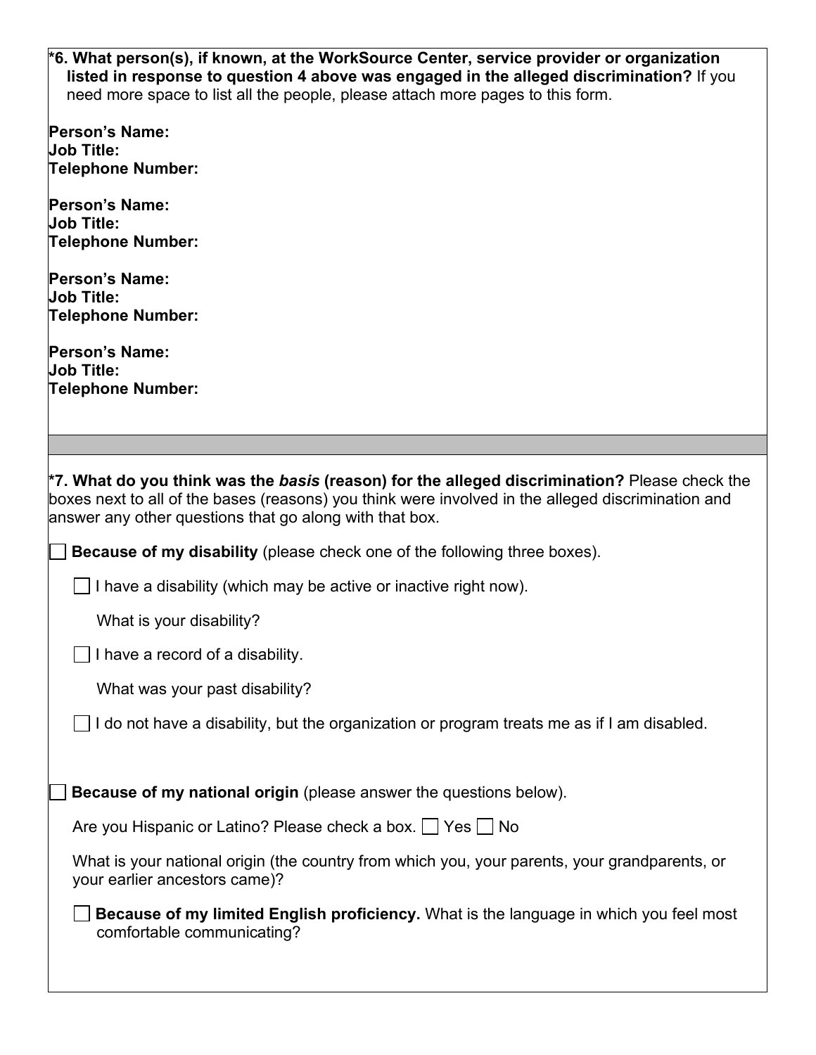**\*6. What person(s), if known, at the WorkSource Center, service provider or organization listed in response to question 4 above was engaged in the alleged discrimination?** If you need more space to list all the people, please attach more pages to this form.

**Person's Name:**
**Job Title:**
**Telephone Number:**

**Person's Name:**
**Job Title:**
**Telephone Number:**

**Person's Name:**
**Job Title:**
**Telephone Number:**

**Person's Name:**
**Job Title:**
**Telephone Number:**

---

**\*7. What do you think was the *basis* (reason) for the alleged discrimination?** Please check the boxes next to all of the bases (reasons) you think were involved in the alleged discrimination and answer any other questions that go along with that box.

☐ **Because of my disability** (please check one of the following three boxes).

- ☐ I have a disability (which may be active or inactive right now).

  What is your disability?

- ☐ I have a record of a disability.

  What was your past disability?

- ☐ I do not have a disability, but the organization or program treats me as if I am disabled.

☐ **Because of my national origin** (please answer the questions below).

Are you Hispanic or Latino? Please check a box. ☐ Yes ☐ No

What is your national origin (the country from which you, your parents, your grandparents, or your earlier ancestors came)?

- ☐ **Because of my limited English proficiency.** What is the language in which you feel most comfortable communicating?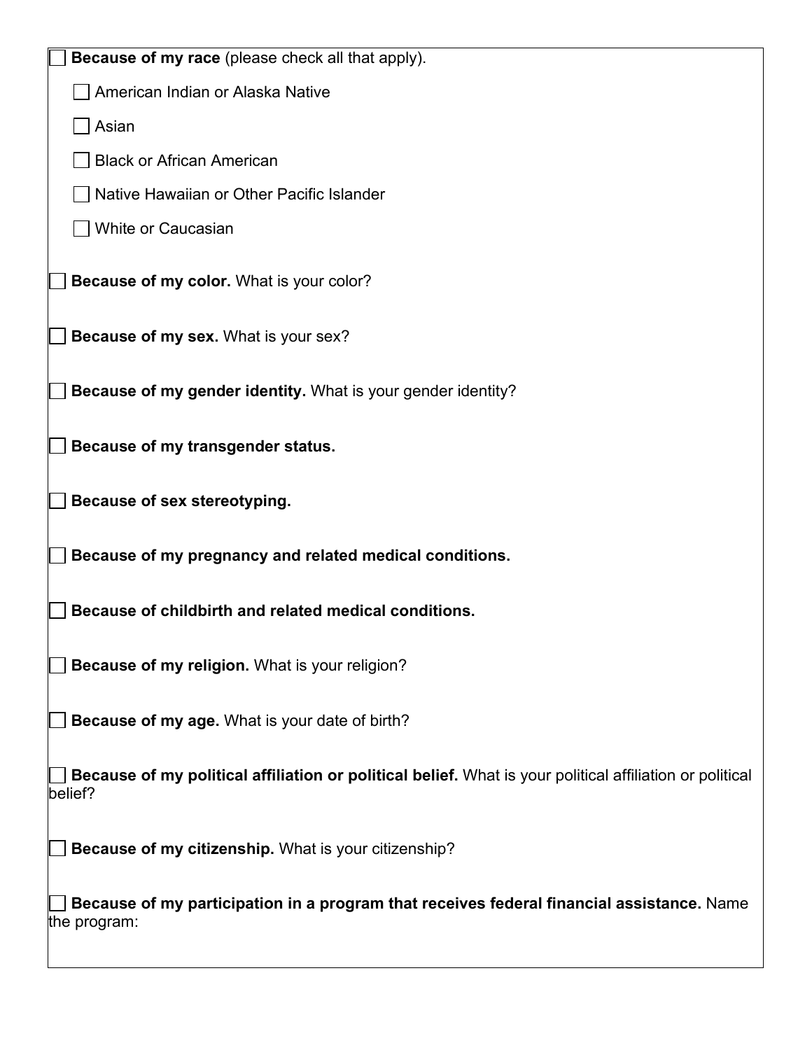- [ ] **Because of my race** (please check all that apply).
  - [ ] American Indian or Alaska Native
  - [ ] Asian
  - [ ] Black or African American
  - [ ] Native Hawaiian or Other Pacific Islander
  - [ ] White or Caucasian

- [ ] **Because of my color.** What is your color?

- [ ] **Because of my sex.** What is your sex?

- [ ] **Because of my gender identity.** What is your gender identity?

- [ ] **Because of my transgender status.**

- [ ] **Because of sex stereotyping.**

- [ ] **Because of my pregnancy and related medical conditions.**

- [ ] **Because of childbirth and related medical conditions.**

- [ ] **Because of my religion.** What is your religion?

- [ ] **Because of my age.** What is your date of birth?

- [ ] **Because of my political affiliation or political belief.** What is your political affiliation or political belief?

- [ ] **Because of my citizenship.** What is your citizenship?

- [ ] **Because of my participation in a program that receives federal financial assistance.** Name the program: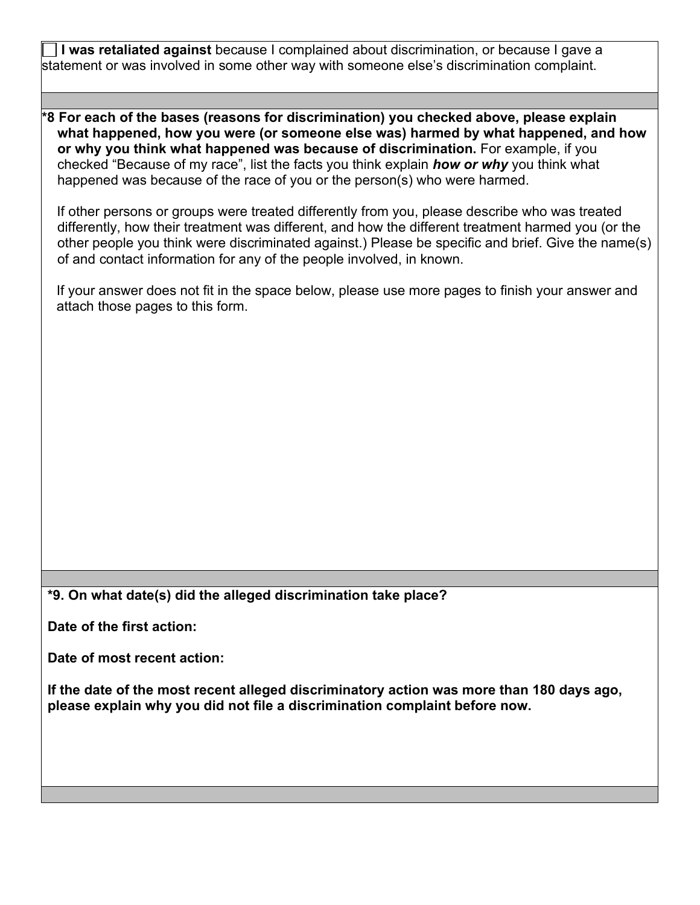☐ **I was retaliated against** because I complained about discrimination, or because I gave a statement or was involved in some other way with someone else's discrimination complaint.

**\*8 For each of the bases (reasons for discrimination) you checked above, please explain what happened, how you were (or someone else was) harmed by what happened, and how or why you think what happened was because of discrimination.** For example, if you checked "Because of my race", list the facts you think explain ***how or why*** you think what happened was because of the race of you or the person(s) who were harmed.

If other persons or groups were treated differently from you, please describe who was treated differently, how their treatment was different, and how the different treatment harmed you (or the other people you think were discriminated against.) Please be specific and brief. Give the name(s) of and contact information for any of the people involved, in known.

If your answer does not fit in the space below, please use more pages to finish your answer and attach those pages to this form.

**\*9. On what date(s) did the alleged discrimination take place?**

**Date of the first action:**

**Date of most recent action:**

**If the date of the most recent alleged discriminatory action was more than 180 days ago, please explain why you did not file a discrimination complaint before now.**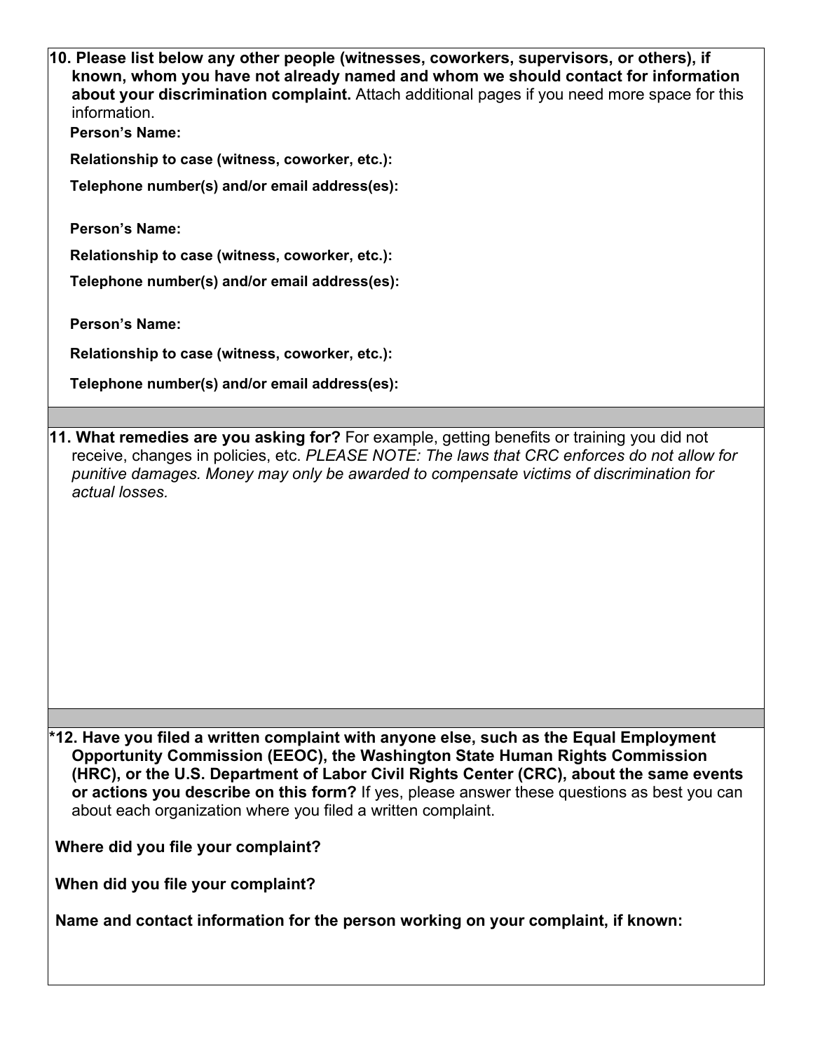**10. Please list below any other people (witnesses, coworkers, supervisors, or others), if known, whom you have not already named and whom we should contact for information about your discrimination complaint.** Attach additional pages if you need more space for this information.

**Person's Name:**

**Relationship to case (witness, coworker, etc.):**

**Telephone number(s) and/or email address(es):**

**Person's Name:**

**Relationship to case (witness, coworker, etc.):**

**Telephone number(s) and/or email address(es):**

**Person's Name:**

**Relationship to case (witness, coworker, etc.):**

**Telephone number(s) and/or email address(es):**

**11. What remedies are you asking for?** For example, getting benefits or training you did not receive, changes in policies, etc. *PLEASE NOTE: The laws that CRC enforces do not allow for punitive damages. Money may only be awarded to compensate victims of discrimination for actual losses.*

**\*12. Have you filed a written complaint with anyone else, such as the Equal Employment Opportunity Commission (EEOC), the Washington State Human Rights Commission (HRC), or the U.S. Department of Labor Civil Rights Center (CRC), about the same events or actions you describe on this form?** If yes, please answer these questions as best you can about each organization where you filed a written complaint.

**Where did you file your complaint?**

**When did you file your complaint?**

**Name and contact information for the person working on your complaint, if known:**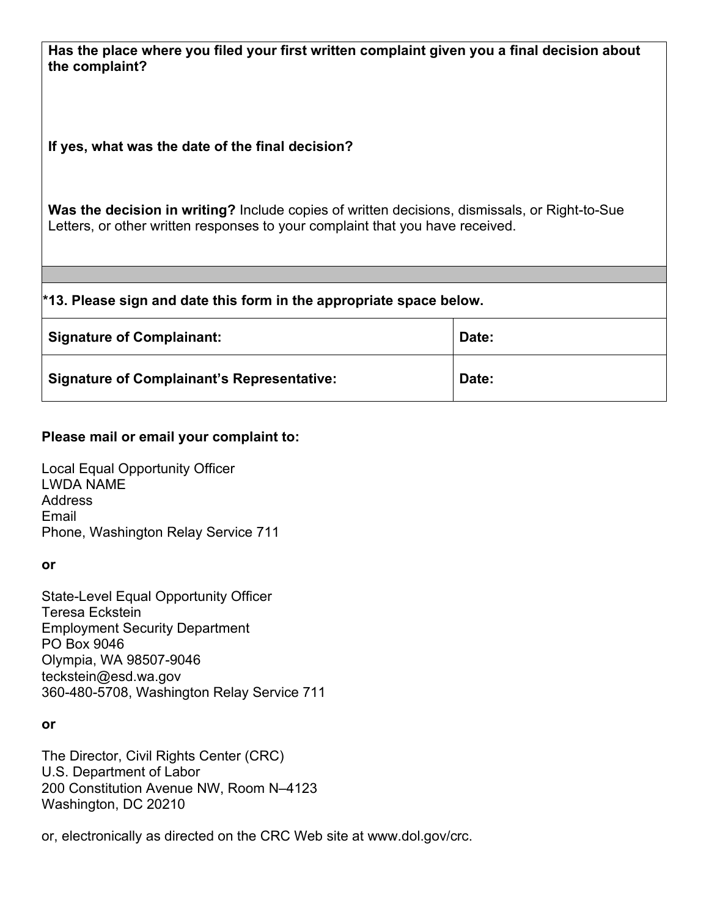**Has the place where you filed your first written complaint given you a final decision about the complaint?**

**If yes, what was the date of the final decision?**

**Was the decision in writing?** Include copies of written decisions, dismissals, or Right-to-Sue Letters, or other written responses to your complaint that you have received.

**\*13. Please sign and date this form in the appropriate space below.**

| **Signature of Complainant:** | **Date:** |
| --- | --- |
| **Signature of Complainant's Representative:** | **Date:** |

**Please mail or email your complaint to:**

Local Equal Opportunity Officer
LWDA NAME
Address
Email
Phone, Washington Relay Service 711

**or**

State-Level Equal Opportunity Officer
Teresa Eckstein
Employment Security Department
PO Box 9046
Olympia, WA 98507-9046
teckstein@esd.wa.gov
360-480-5708, Washington Relay Service 711

**or**

The Director, Civil Rights Center (CRC)
U.S. Department of Labor
200 Constitution Avenue NW, Room N–4123
Washington, DC 20210

or, electronically as directed on the CRC Web site at www.dol.gov/crc.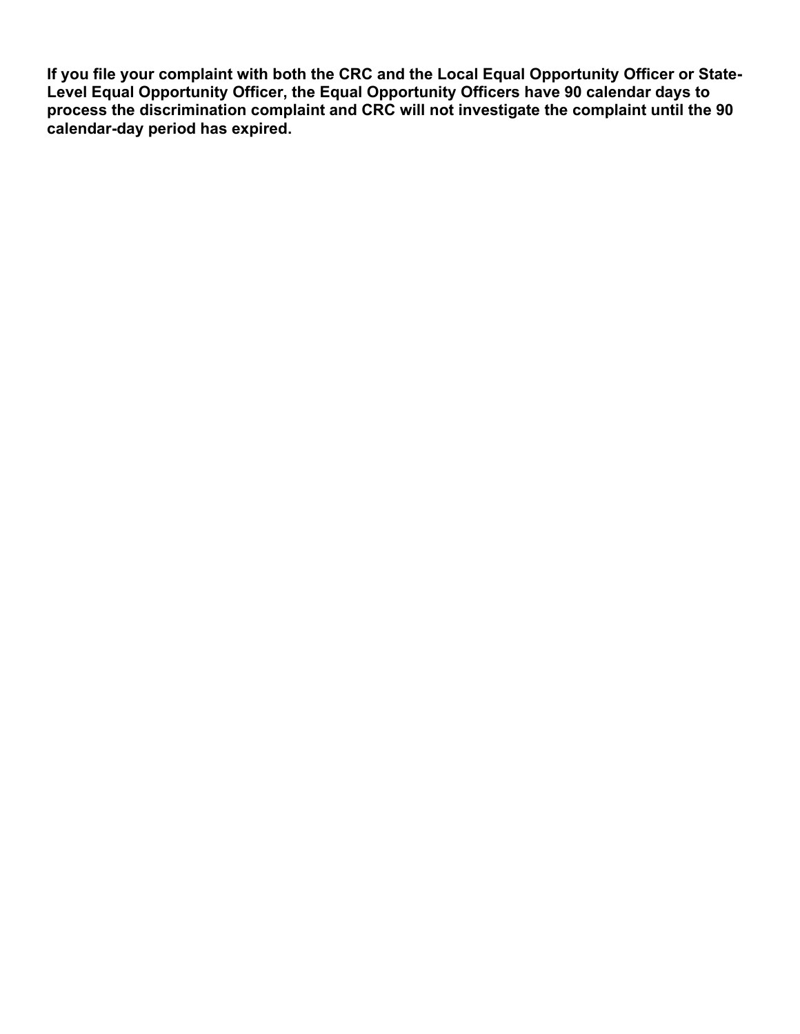**If you file your complaint with both the CRC and the Local Equal Opportunity Officer or State-Level Equal Opportunity Officer, the Equal Opportunity Officers have 90 calendar days to process the discrimination complaint and CRC will not investigate the complaint until the 90 calendar-day period has expired.**